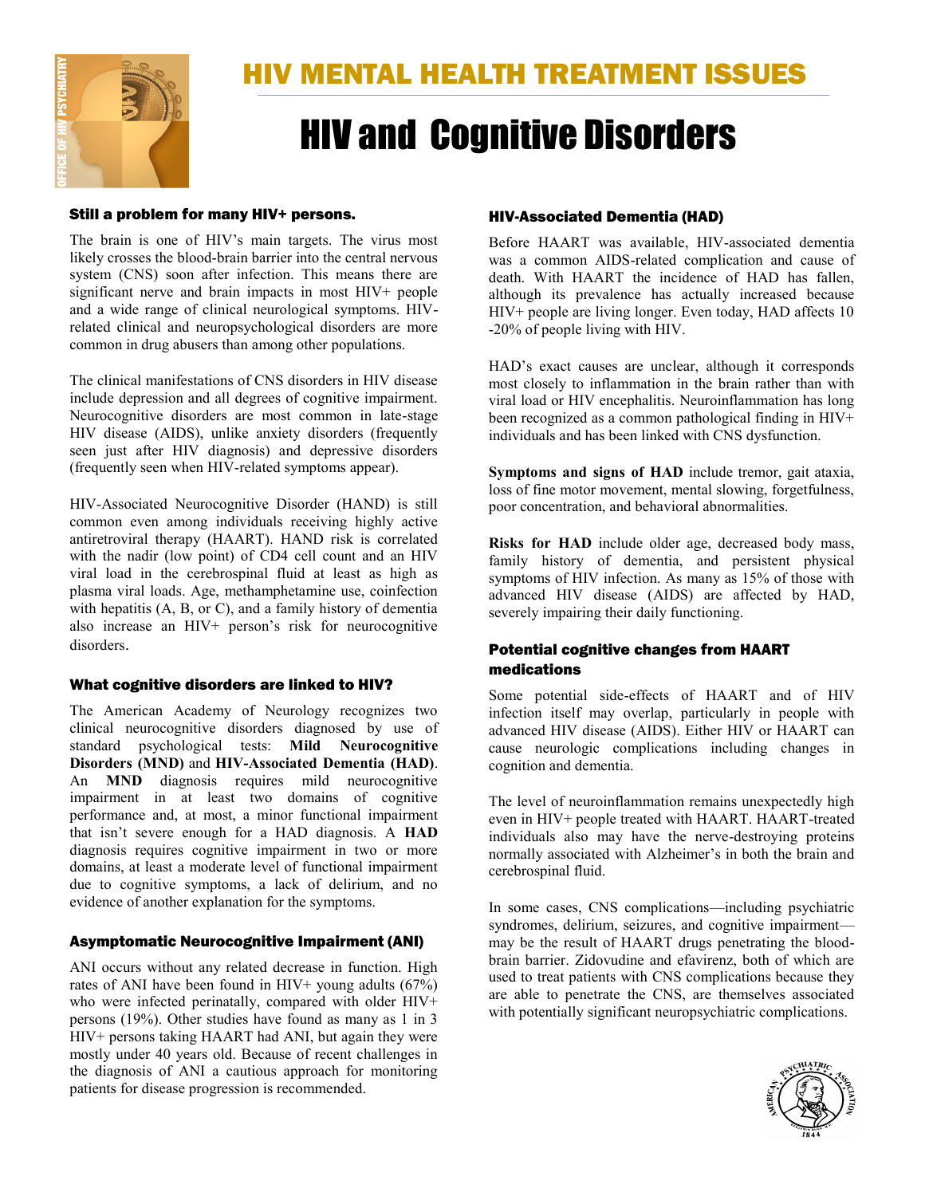# HIV MENTAL HEALTH TREATMENT ISSUES

# HIV and Cognitive Disorders

### Still a problem for many HIV+ persons.

The brain is one of HIV's main targets. The virus most likely crosses the blood-brain barrier into the central nervous system (CNS) soon after infection. This means there are significant nerve and brain impacts in most HIV+ people and a wide range of clinical neurological symptoms. HIV-related clinical and neuropsychological disorders are more common in drug abusers than among other populations.

The clinical manifestations of CNS disorders in HIV disease include depression and all degrees of cognitive impairment. Neurocognitive disorders are most common in late-stage HIV disease (AIDS), unlike anxiety disorders (frequently seen just after HIV diagnosis) and depressive disorders (frequently seen when HIV-related symptoms appear).

HIV-Associated Neurocognitive Disorder (HAND) is still common even among individuals receiving highly active antiretroviral therapy (HAART). HAND risk is correlated with the nadir (low point) of CD4 cell count and an HIV viral load in the cerebrospinal fluid at least as high as plasma viral loads. Age, methamphetamine use, coinfection with hepatitis (A, B, or C), and a family history of dementia also increase an HIV+ person's risk for neurocognitive disorders.

### What cognitive disorders are linked to HIV?

The American Academy of Neurology recognizes two clinical neurocognitive disorders diagnosed by use of standard psychological tests: **Mild Neurocognitive Disorders (MND)** and **HIV-Associated Dementia (HAD)**. An **MND** diagnosis requires mild neurocognitive impairment in at least two domains of cognitive performance and, at most, a minor functional impairment that isn't severe enough for a HAD diagnosis. A **HAD** diagnosis requires cognitive impairment in two or more domains, at least a moderate level of functional impairment due to cognitive symptoms, a lack of delirium, and no evidence of another explanation for the symptoms.

### Asymptomatic Neurocognitive Impairment (ANI)

ANI occurs without any related decrease in function. High rates of ANI have been found in HIV+ young adults (67%) who were infected perinatally, compared with older HIV+ persons (19%). Other studies have found as many as 1 in 3 HIV+ persons taking HAART had ANI, but again they were mostly under 40 years old. Because of recent challenges in the diagnosis of ANI a cautious approach for monitoring patients for disease progression is recommended.

### HIV-Associated Dementia (HAD)

Before HAART was available, HIV-associated dementia was a common AIDS-related complication and cause of death. With HAART the incidence of HAD has fallen, although its prevalence has actually increased because HIV+ people are living longer. Even today, HAD affects 10 -20% of people living with HIV.

HAD's exact causes are unclear, although it corresponds most closely to inflammation in the brain rather than with viral load or HIV encephalitis. Neuroinflammation has long been recognized as a common pathological finding in HIV+ individuals and has been linked with CNS dysfunction.

**Symptoms and signs of HAD** include tremor, gait ataxia, loss of fine motor movement, mental slowing, forgetfulness, poor concentration, and behavioral abnormalities.

**Risks for HAD** include older age, decreased body mass, family history of dementia, and persistent physical symptoms of HIV infection. As many as 15% of those with advanced HIV disease (AIDS) are affected by HAD, severely impairing their daily functioning.

### Potential cognitive changes from HAART medications

Some potential side-effects of HAART and of HIV infection itself may overlap, particularly in people with advanced HIV disease (AIDS). Either HIV or HAART can cause neurologic complications including changes in cognition and dementia.

The level of neuroinflammation remains unexpectedly high even in HIV+ people treated with HAART. HAART-treated individuals also may have the nerve-destroying proteins normally associated with Alzheimer's in both the brain and cerebrospinal fluid.

In some cases, CNS complications—including psychiatric syndromes, delirium, seizures, and cognitive impairment—may be the result of HAART drugs penetrating the blood-brain barrier. Zidovudine and efavirenz, both of which are used to treat patients with CNS complications because they are able to penetrate the CNS, are themselves associated with potentially significant neuropsychiatric complications.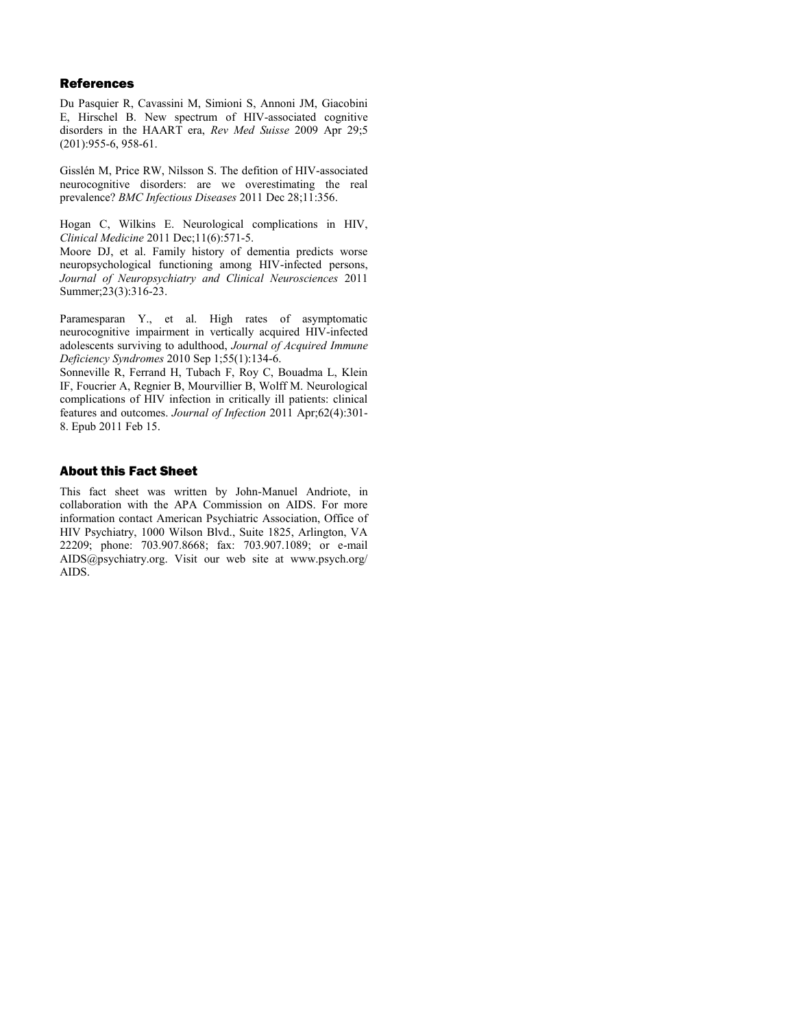## References

Du Pasquier R, Cavassini M, Simioni S, Annoni JM, Giacobini E, Hirschel B. New spectrum of HIV-associated cognitive disorders in the HAART era, *Rev Med Suisse* 2009 Apr 29;5 (201):955-6, 958-61.

Gisslén M, Price RW, Nilsson S. The defition of HIV-associated neurocognitive disorders: are we overestimating the real prevalence? *BMC Infectious Diseases* 2011 Dec 28;11:356.

Hogan C, Wilkins E. Neurological complications in HIV, *Clinical Medicine* 2011 Dec;11(6):571-5.

Moore DJ, et al. Family history of dementia predicts worse neuropsychological functioning among HIV-infected persons, *Journal of Neuropsychiatry and Clinical Neurosciences* 2011 Summer;23(3):316-23.

Paramesparan Y., et al. High rates of asymptomatic neurocognitive impairment in vertically acquired HIV-infected adolescents surviving to adulthood, *Journal of Acquired Immune Deficiency Syndromes* 2010 Sep 1;55(1):134-6.

Sonneville R, Ferrand H, Tubach F, Roy C, Bouadma L, Klein IF, Foucrier A, Regnier B, Mourvillier B, Wolff M. Neurological complications of HIV infection in critically ill patients: clinical features and outcomes. *Journal of Infection* 2011 Apr;62(4):301-8. Epub 2011 Feb 15.

## About this Fact Sheet

This fact sheet was written by John-Manuel Andriote, in collaboration with the APA Commission on AIDS. For more information contact American Psychiatric Association, Office of HIV Psychiatry, 1000 Wilson Blvd., Suite 1825, Arlington, VA 22209; phone: 703.907.8668; fax: 703.907.1089; or e-mail AIDS@psychiatry.org. Visit our web site at www.psych.org/AIDS.